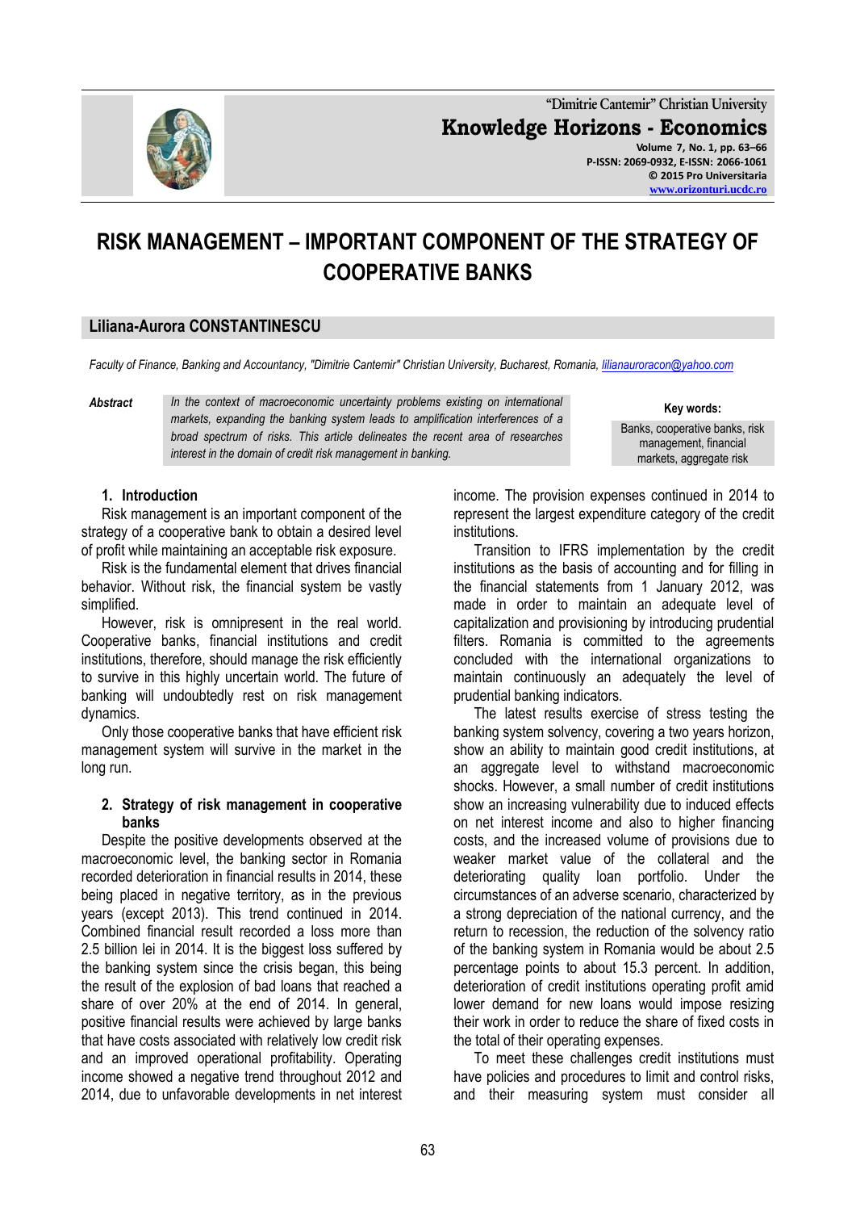# RISK MANAGEMENT – IMPORTANT COMPONENT OF THE STRATEGY OF COOPERATIVE BANKS

**Liliana-Aurora CONSTANTINESCU**

*Faculty of Finance, Banking and Accountancy, "Dimitrie Cantemir" Christian University, Bucharest, Romania, lilianauroracon@yahoo.com*

***Abstract*** *In the context of macroeconomic uncertainty problems existing on international markets, expanding the banking system leads to amplification interferences of a broad spectrum of risks. This article delineates the recent area of researches interest in the domain of credit risk management in banking.*

**Key words:** Banks, cooperative banks, risk management, financial markets, aggregate risk

## 1. Introduction

Risk management is an important component of the strategy of a cooperative bank to obtain a desired level of profit while maintaining an acceptable risk exposure.

Risk is the fundamental element that drives financial behavior. Without risk, the financial system be vastly simplified.

However, risk is omnipresent in the real world. Cooperative banks, financial institutions and credit institutions, therefore, should manage the risk efficiently to survive in this highly uncertain world. The future of banking will undoubtedly rest on risk management dynamics.

Only those cooperative banks that have efficient risk management system will survive in the market in the long run.

## 2. Strategy of risk management in cooperative banks

Despite the positive developments observed at the macroeconomic level, the banking sector in Romania recorded deterioration in financial results in 2014, these being placed in negative territory, as in the previous years (except 2013). This trend continued in 2014. Combined financial result recorded a loss more than 2.5 billion lei in 2014. It is the biggest loss suffered by the banking system since the crisis began, this being the result of the explosion of bad loans that reached a share of over 20% at the end of 2014. In general, positive financial results were achieved by large banks that have costs associated with relatively low credit risk and an improved operational profitability. Operating income showed a negative trend throughout 2012 and 2014, due to unfavorable developments in net interest income. The provision expenses continued in 2014 to represent the largest expenditure category of the credit institutions.

Transition to IFRS implementation by the credit institutions as the basis of accounting and for filling in the financial statements from 1 January 2012, was made in order to maintain an adequate level of capitalization and provisioning by introducing prudential filters. Romania is committed to the agreements concluded with the international organizations to maintain continuously an adequately the level of prudential banking indicators.

The latest results exercise of stress testing the banking system solvency, covering a two years horizon, show an ability to maintain good credit institutions, at an aggregate level to withstand macroeconomic shocks. However, a small number of credit institutions show an increasing vulnerability due to induced effects on net interest income and also to higher financing costs, and the increased volume of provisions due to weaker market value of the collateral and the deteriorating quality loan portfolio. Under the circumstances of an adverse scenario, characterized by a strong depreciation of the national currency, and the return to recession, the reduction of the solvency ratio of the banking system in Romania would be about 2.5 percentage points to about 15.3 percent. In addition, deterioration of credit institutions operating profit amid lower demand for new loans would impose resizing their work in order to reduce the share of fixed costs in the total of their operating expenses.

To meet these challenges credit institutions must have policies and procedures to limit and control risks, and their measuring system must consider all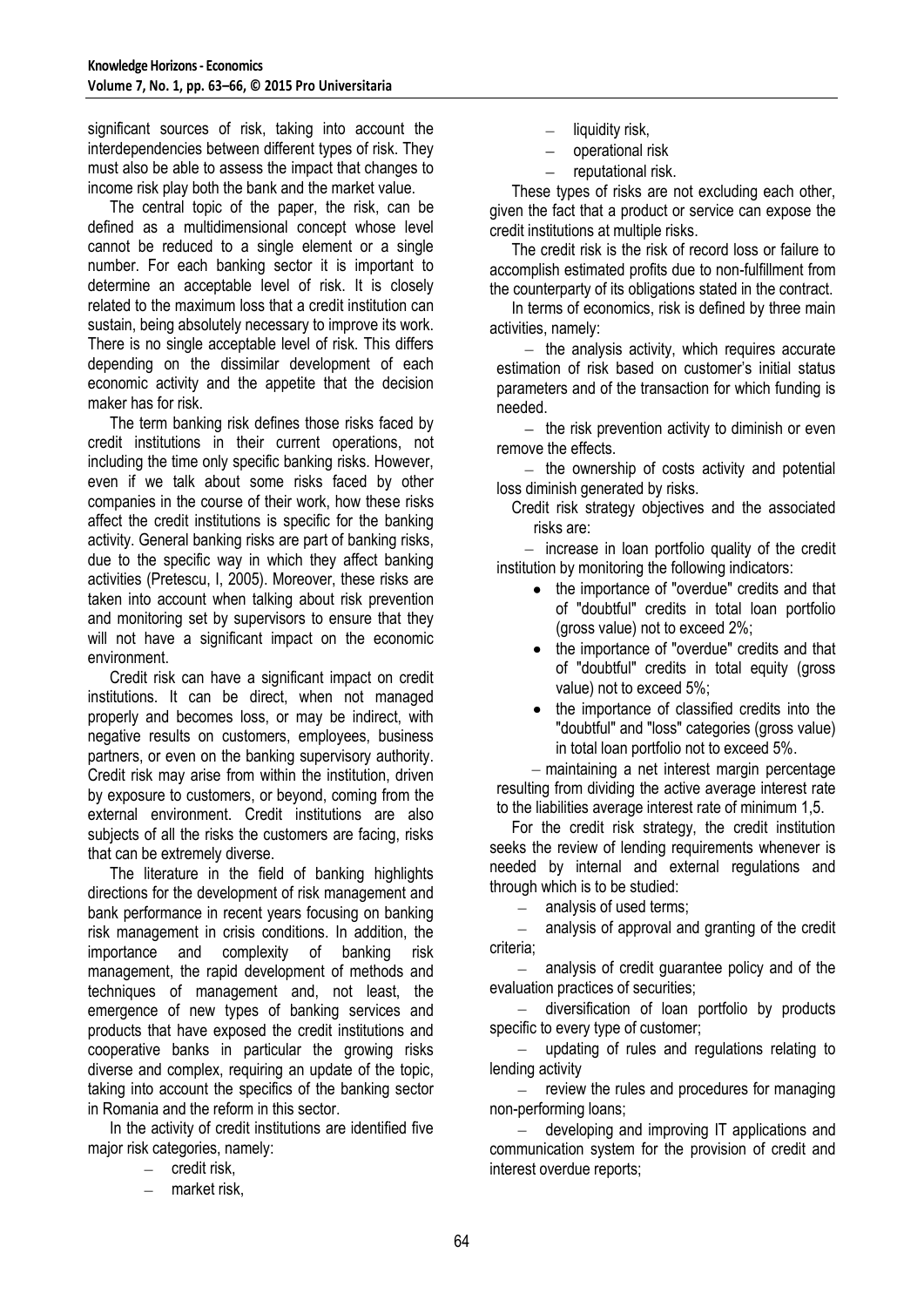significant sources of risk, taking into account the interdependencies between different types of risk. They must also be able to assess the impact that changes to income risk play both the bank and the market value.

The central topic of the paper, the risk, can be defined as a multidimensional concept whose level cannot be reduced to a single element or a single number. For each banking sector it is important to determine an acceptable level of risk. It is closely related to the maximum loss that a credit institution can sustain, being absolutely necessary to improve its work. There is no single acceptable level of risk. This differs depending on the dissimilar development of each economic activity and the appetite that the decision maker has for risk.

The term banking risk defines those risks faced by credit institutions in their current operations, not including the time only specific banking risks. However, even if we talk about some risks faced by other companies in the course of their work, how these risks affect the credit institutions is specific for the banking activity. General banking risks are part of banking risks, due to the specific way in which they affect banking activities (Pretescu, I, 2005). Moreover, these risks are taken into account when talking about risk prevention and monitoring set by supervisors to ensure that they will not have a significant impact on the economic environment.

Credit risk can have a significant impact on credit institutions. It can be direct, when not managed properly and becomes loss, or may be indirect, with negative results on customers, employees, business partners, or even on the banking supervisory authority. Credit risk may arise from within the institution, driven by exposure to customers, or beyond, coming from the external environment. Credit institutions are also subjects of all the risks the customers are facing, risks that can be extremely diverse.

The literature in the field of banking highlights directions for the development of risk management and bank performance in recent years focusing on banking risk management in crisis conditions. In addition, the importance and complexity of banking risk management, the rapid development of methods and techniques of management and, not least, the emergence of new types of banking services and products that have exposed the credit institutions and cooperative banks in particular the growing risks diverse and complex, requiring an update of the topic, taking into account the specifics of the banking sector in Romania and the reform in this sector.

In the activity of credit institutions are identified five major risk categories, namely:

- credit risk,
- market risk,
- liquidity risk,
- operational risk
- reputational risk.

These types of risks are not excluding each other, given the fact that a product or service can expose the credit institutions at multiple risks.

The credit risk is the risk of record loss or failure to accomplish estimated profits due to non-fulfillment from the counterparty of its obligations stated in the contract.

In terms of economics, risk is defined by three main activities, namely:

- the analysis activity, which requires accurate estimation of risk based on customer's initial status parameters and of the transaction for which funding is needed.
- the risk prevention activity to diminish or even remove the effects.
- the ownership of costs activity and potential loss diminish generated by risks.

Credit risk strategy objectives and the associated risks are:

- increase in loan portfolio quality of the credit institution by monitoring the following indicators:
  - the importance of "overdue" credits and that of "doubtful" credits in total loan portfolio (gross value) not to exceed 2%;
  - the importance of "overdue" credits and that of "doubtful" credits in total equity (gross value) not to exceed 5%;
  - the importance of classified credits into the "doubtful" and "loss" categories (gross value) in total loan portfolio not to exceed 5%.
- maintaining a net interest margin percentage resulting from dividing the active average interest rate to the liabilities average interest rate of minimum 1,5.

For the credit risk strategy, the credit institution seeks the review of lending requirements whenever is needed by internal and external regulations and through which is to be studied:

- analysis of used terms;
- analysis of approval and granting of the credit criteria;
- analysis of credit guarantee policy and of the evaluation practices of securities;
- diversification of loan portfolio by products specific to every type of customer;
- updating of rules and regulations relating to lending activity
- review the rules and procedures for managing non-performing loans;
- developing and improving IT applications and communication system for the provision of credit and interest overdue reports;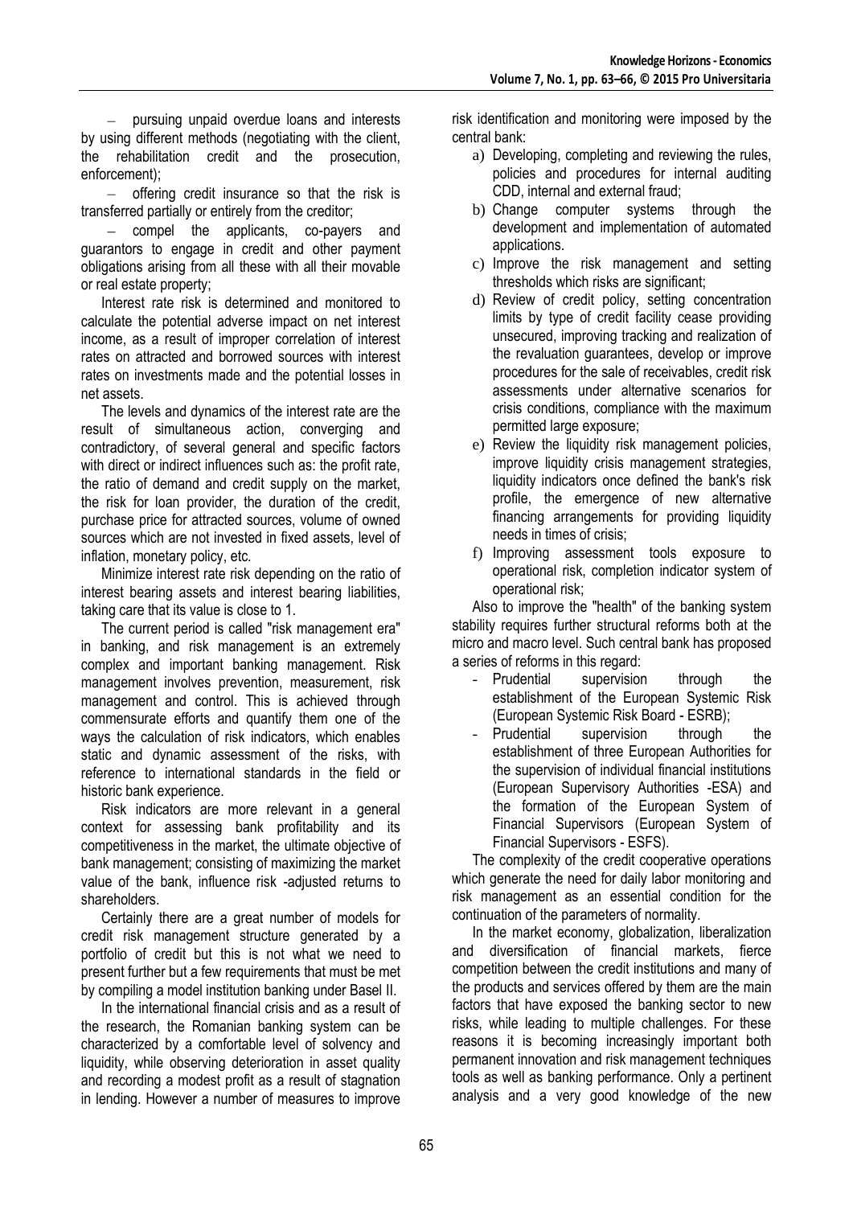- pursuing unpaid overdue loans and interests by using different methods (negotiating with the client, the rehabilitation credit and the prosecution, enforcement);
- offering credit insurance so that the risk is transferred partially or entirely from the creditor;
- compel the applicants, co-payers and guarantors to engage in credit and other payment obligations arising from all these with all their movable or real estate property;

Interest rate risk is determined and monitored to calculate the potential adverse impact on net interest income, as a result of improper correlation of interest rates on attracted and borrowed sources with interest rates on investments made and the potential losses in net assets.

The levels and dynamics of the interest rate are the result of simultaneous action, converging and contradictory, of several general and specific factors with direct or indirect influences such as: the profit rate, the ratio of demand and credit supply on the market, the risk for loan provider, the duration of the credit, purchase price for attracted sources, volume of owned sources which are not invested in fixed assets, level of inflation, monetary policy, etc.

Minimize interest rate risk depending on the ratio of interest bearing assets and interest bearing liabilities, taking care that its value is close to 1.

The current period is called "risk management era" in banking, and risk management is an extremely complex and important banking management. Risk management involves prevention, measurement, risk management and control. This is achieved through commensurate efforts and quantify them one of the ways the calculation of risk indicators, which enables static and dynamic assessment of the risks, with reference to international standards in the field or historic bank experience.

Risk indicators are more relevant in a general context for assessing bank profitability and its competitiveness in the market, the ultimate objective of bank management; consisting of maximizing the market value of the bank, influence risk -adjusted returns to shareholders.

Certainly there are a great number of models for credit risk management structure generated by a portfolio of credit but this is not what we need to present further but a few requirements that must be met by compiling a model institution banking under Basel II.

In the international financial crisis and as a result of the research, the Romanian banking system can be characterized by a comfortable level of solvency and liquidity, while observing deterioration in asset quality and recording a modest profit as a result of stagnation in lending. However a number of measures to improve risk identification and monitoring were imposed by the central bank:

a) Developing, completing and reviewing the rules, policies and procedures for internal auditing CDD, internal and external fraud;
b) Change computer systems through the development and implementation of automated applications.
c) Improve the risk management and setting thresholds which risks are significant;
d) Review of credit policy, setting concentration limits by type of credit facility cease providing unsecured, improving tracking and realization of the revaluation guarantees, develop or improve procedures for the sale of receivables, credit risk assessments under alternative scenarios for crisis conditions, compliance with the maximum permitted large exposure;
e) Review the liquidity risk management policies, improve liquidity crisis management strategies, liquidity indicators once defined the bank's risk profile, the emergence of new alternative financing arrangements for providing liquidity needs in times of crisis;
f) Improving assessment tools exposure to operational risk, completion indicator system of operational risk;

Also to improve the "health" of the banking system stability requires further structural reforms both at the micro and macro level. Such central bank has proposed a series of reforms in this regard:

- Prudential supervision through the establishment of the European Systemic Risk (European Systemic Risk Board - ESRB);
- Prudential supervision through the establishment of three European Authorities for the supervision of individual financial institutions (European Supervisory Authorities -ESA) and the formation of the European System of Financial Supervisors (European System of Financial Supervisors - ESFS).

The complexity of the credit cooperative operations which generate the need for daily labor monitoring and risk management as an essential condition for the continuation of the parameters of normality.

In the market economy, globalization, liberalization and diversification of financial markets, fierce competition between the credit institutions and many of the products and services offered by them are the main factors that have exposed the banking sector to new risks, while leading to multiple challenges. For these reasons it is becoming increasingly important both permanent innovation and risk management techniques tools as well as banking performance. Only a pertinent analysis and a very good knowledge of the new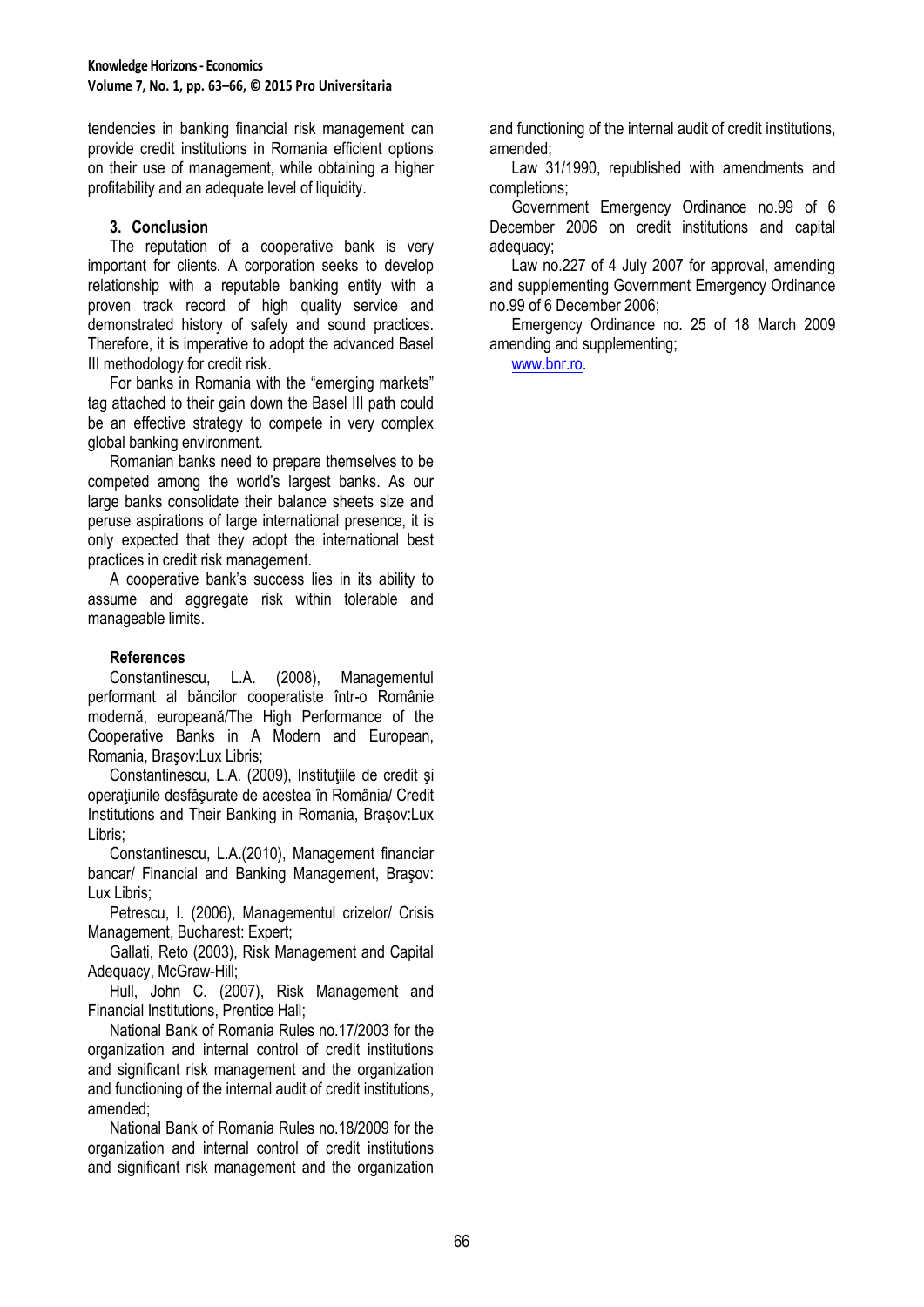tendencies in banking financial risk management can provide credit institutions in Romania efficient options on their use of management, while obtaining a higher profitability and an adequate level of liquidity.

## 3. Conclusion

The reputation of a cooperative bank is very important for clients. A corporation seeks to develop relationship with a reputable banking entity with a proven track record of high quality service and demonstrated history of safety and sound practices. Therefore, it is imperative to adopt the advanced Basel III methodology for credit risk.

For banks in Romania with the "emerging markets" tag attached to their gain down the Basel III path could be an effective strategy to compete in very complex global banking environment.

Romanian banks need to prepare themselves to be competed among the world's largest banks. As our large banks consolidate their balance sheets size and peruse aspirations of large international presence, it is only expected that they adopt the international best practices in credit risk management.

A cooperative bank's success lies in its ability to assume and aggregate risk within tolerable and manageable limits.

## References

Constantinescu, L.A. (2008), Managementul performant al băncilor cooperatiste într-o Românie modernă, europeană/The High Performance of the Cooperative Banks in A Modern and European, Romania, Braşov:Lux Libris;

Constantinescu, L.A. (2009), Instituţiile de credit şi operaţiunile desfăşurate de acestea în România/ Credit Institutions and Their Banking in Romania, Braşov:Lux Libris;

Constantinescu, L.A.(2010), Management financiar bancar/ Financial and Banking Management, Braşov: Lux Libris;

Petrescu, I. (2006), Managementul crizelor/ Crisis Management, Bucharest: Expert;

Gallati, Reto (2003), Risk Management and Capital Adequacy, McGraw-Hill;

Hull, John C. (2007), Risk Management and Financial Institutions, Prentice Hall;

National Bank of Romania Rules no.17/2003 for the organization and internal control of credit institutions and significant risk management and the organization and functioning of the internal audit of credit institutions, amended;

National Bank of Romania Rules no.18/2009 for the organization and internal control of credit institutions and significant risk management and the organization and functioning of the internal audit of credit institutions, amended;

Law 31/1990, republished with amendments and completions;

Government Emergency Ordinance no.99 of 6 December 2006 on credit institutions and capital adequacy;

Law no.227 of 4 July 2007 for approval, amending and supplementing Government Emergency Ordinance no.99 of 6 December 2006;

Emergency Ordinance no. 25 of 18 March 2009 amending and supplementing;

www.bnr.ro.